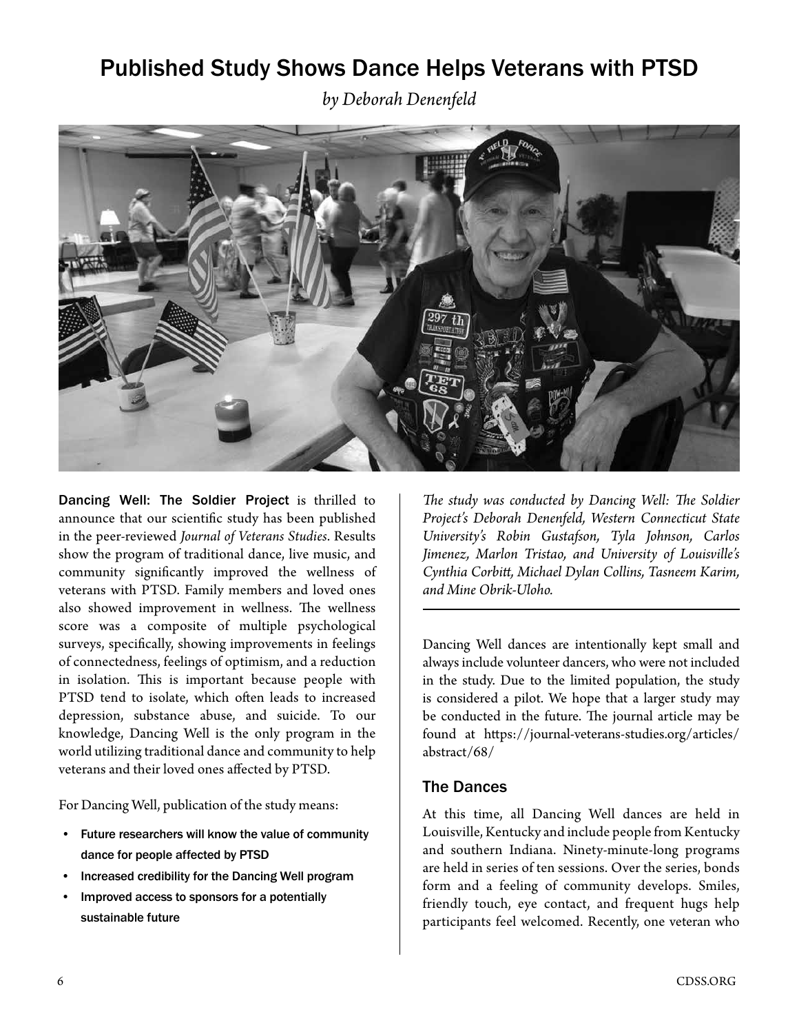# Published Study Shows Dance Helps Veterans with PTSD

*by Deborah Denenfeld*

**Dancing Well: The Soldier Project** is thrilled to announce that our scientific study has been published in the peer-reviewed *Journal of Veterans Studies*. Results show the program of traditional dance, live music, and community significantly improved the wellness of veterans with PTSD. Family members and loved ones also showed improvement in wellness. The wellness score was a composite of multiple psychological surveys, specifically, showing improvements in feelings of connectedness, feelings of optimism, and a reduction in isolation. This is important because people with PTSD tend to isolate, which often leads to increased depression, substance abuse, and suicide. To our knowledge, Dancing Well is the only program in the world utilizing traditional dance and community to help veterans and their loved ones affected by PTSD.

For Dancing Well, publication of the study means:

- Future researchers will know the value of community dance for people affected by PTSD
- Increased credibility for the Dancing Well program
- Improved access to sponsors for a potentially sustainable future

*The study was conducted by Dancing Well: The Soldier Project's Deborah Denenfeld, Western Connecticut State University's Robin Gustafson, Tyla Johnson, Carlos Jimenez, Marlon Tristao, and University of Louisville's Cynthia Corbitt, Michael Dylan Collins, Tasneem Karim, and Mine Obrik-Uloho.*

---

Dancing Well dances are intentionally kept small and always include volunteer dancers, who were not included in the study. Due to the limited population, the study is considered a pilot. We hope that a larger study may be conducted in the future. The journal article may be found at https://journal-veterans-studies.org/articles/abstract/68/

## The Dances

At this time, all Dancing Well dances are held in Louisville, Kentucky and include people from Kentucky and southern Indiana. Ninety-minute-long programs are held in series of ten sessions. Over the series, bonds form and a feeling of community develops. Smiles, friendly touch, eye contact, and frequent hugs help participants feel welcomed. Recently, one veteran who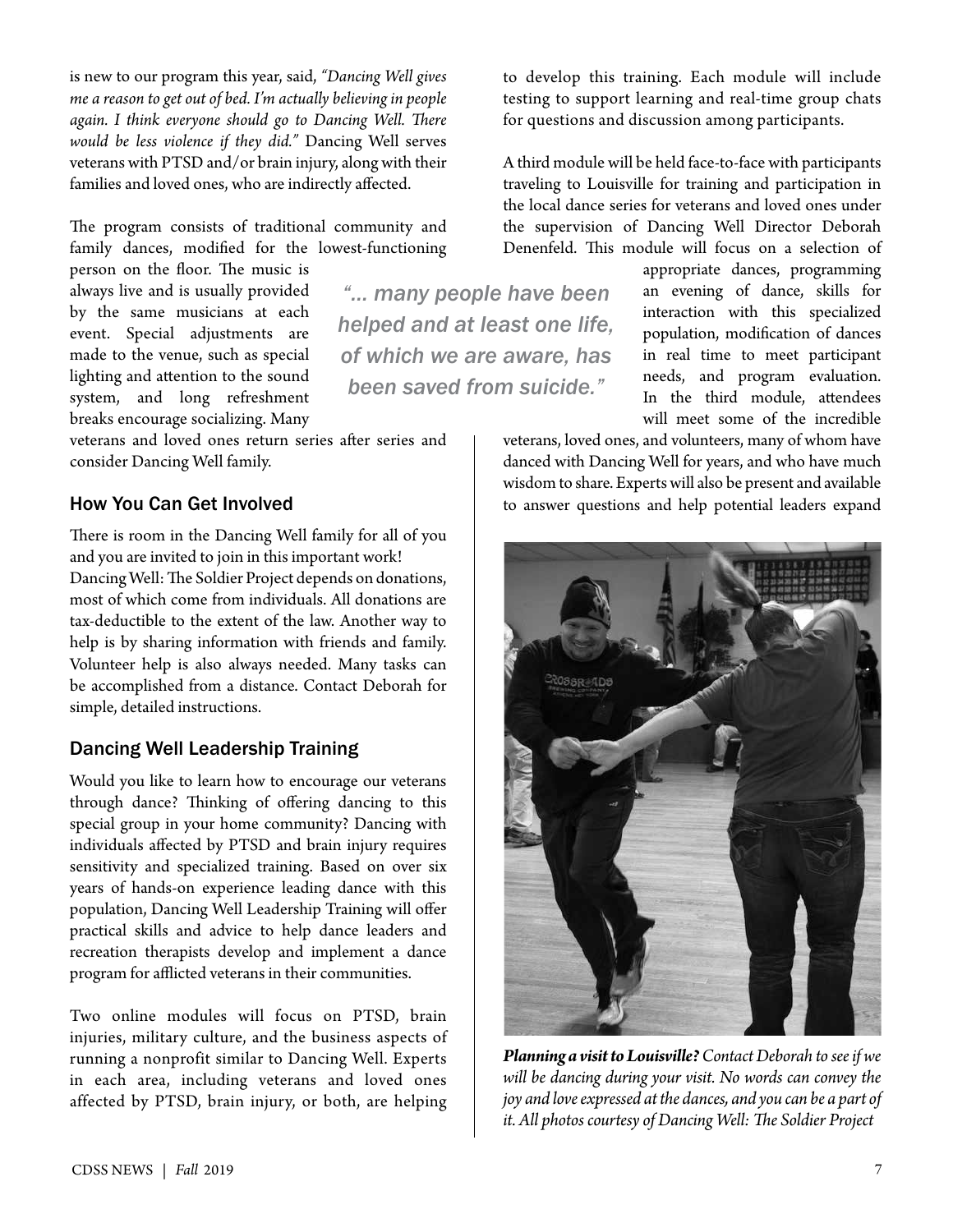is new to our program this year, said, *"Dancing Well gives me a reason to get out of bed. I'm actually believing in people again. I think everyone should go to Dancing Well. There would be less violence if they did."* Dancing Well serves veterans with PTSD and/or brain injury, along with their families and loved ones, who are indirectly affected.

The program consists of traditional community and family dances, modified for the lowest-functioning person on the floor. The music is always live and is usually provided by the same musicians at each event. Special adjustments are made to the venue, such as special lighting and attention to the sound system, and long refreshment breaks encourage socializing. Many veterans and loved ones return series after series and consider Dancing Well family.

> *"... many people have been helped and at least one life, of which we are aware, has been saved from suicide."*

## How You Can Get Involved

There is room in the Dancing Well family for all of you and you are invited to join in this important work!
Dancing Well: The Soldier Project depends on donations, most of which come from individuals. All donations are tax-deductible to the extent of the law. Another way to help is by sharing information with friends and family. Volunteer help is also always needed. Many tasks can be accomplished from a distance. Contact Deborah for simple, detailed instructions.

## Dancing Well Leadership Training

Would you like to learn how to encourage our veterans through dance? Thinking of offering dancing to this special group in your home community? Dancing with individuals affected by PTSD and brain injury requires sensitivity and specialized training. Based on over six years of hands-on experience leading dance with this population, Dancing Well Leadership Training will offer practical skills and advice to help dance leaders and recreation therapists develop and implement a dance program for afflicted veterans in their communities.

Two online modules will focus on PTSD, brain injuries, military culture, and the business aspects of running a nonprofit similar to Dancing Well. Experts in each area, including veterans and loved ones affected by PTSD, brain injury, or both, are helping to develop this training. Each module will include testing to support learning and real-time group chats for questions and discussion among participants.

A third module will be held face-to-face with participants traveling to Louisville for training and participation in the local dance series for veterans and loved ones under the supervision of Dancing Well Director Deborah Denenfeld. This module will focus on a selection of appropriate dances, programming an evening of dance, skills for interaction with this specialized population, modification of dances in real time to meet participant needs, and program evaluation. In the third module, attendees will meet some of the incredible veterans, loved ones, and volunteers, many of whom have danced with Dancing Well for years, and who have much wisdom to share. Experts will also be present and available to answer questions and help potential leaders expand

***Planning a visit to Louisville?*** *Contact Deborah to see if we will be dancing during your visit. No words can convey the joy and love expressed at the dances, and you can be a part of it. All photos courtesy of Dancing Well: The Soldier Project*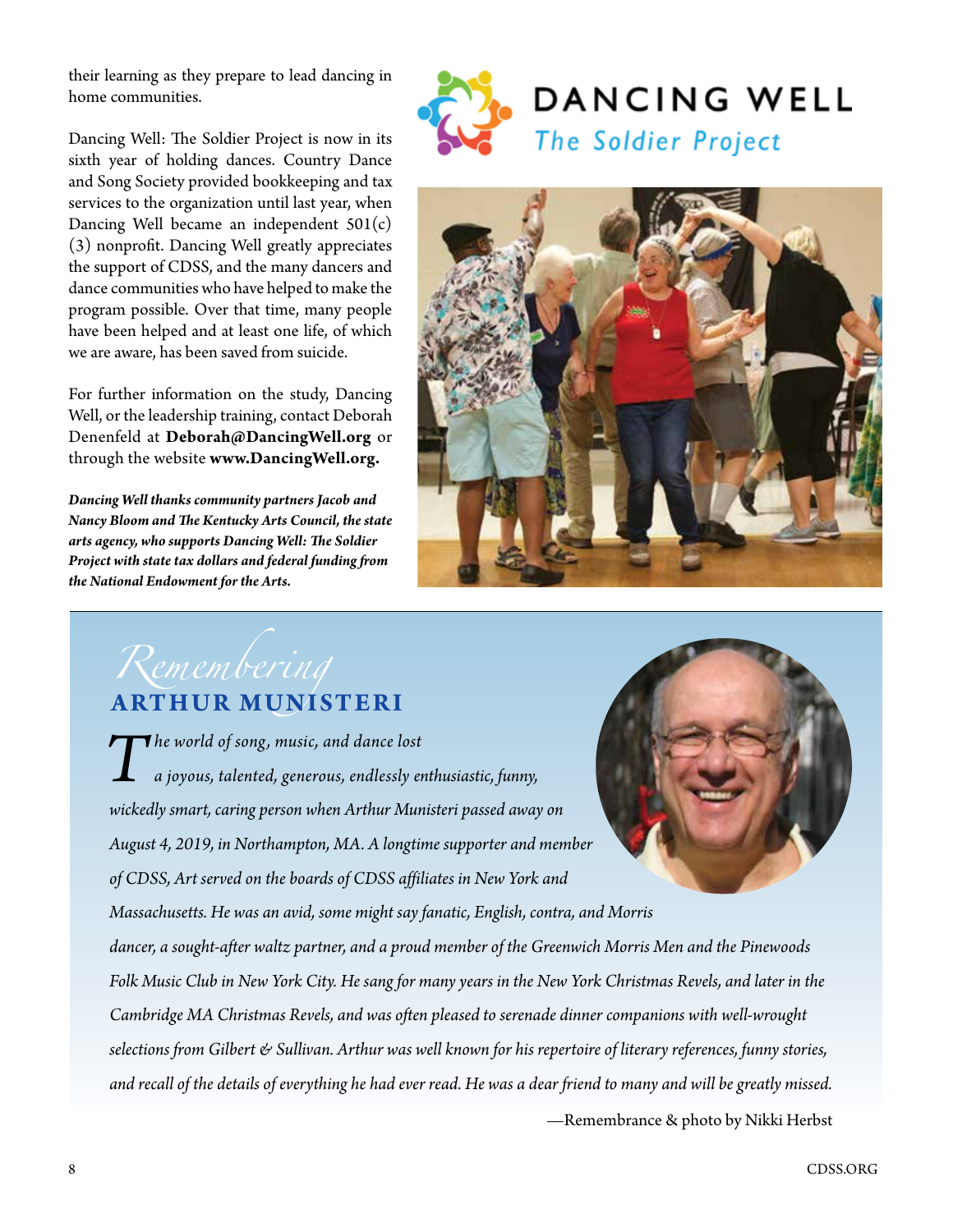their learning as they prepare to lead dancing in home communities.

Dancing Well: The Soldier Project is now in its sixth year of holding dances. Country Dance and Song Society provided bookkeeping and tax services to the organization until last year, when Dancing Well became an independent 501(c)(3) nonprofit. Dancing Well greatly appreciates the support of CDSS, and the many dancers and dance communities who have helped to make the program possible. Over that time, many people have been helped and at least one life, of which we are aware, has been saved from suicide.

For further information on the study, Dancing Well, or the leadership training, contact Deborah Denenfeld at **Deborah@DancingWell.org** or through the website **www.DancingWell.org.**

***Dancing Well thanks community partners Jacob and Nancy Bloom and The Kentucky Arts Council, the state arts agency, who supports Dancing Well: The Soldier Project with state tax dollars and federal funding from the National Endowment for the Arts.***

DANCING WELL
The Soldier Project

## *Remembering* ARTHUR MUNISTERI

*The world of song, music, and dance lost a joyous, talented, generous, endlessly enthusiastic, funny, wickedly smart, caring person when Arthur Munisteri passed away on August 4, 2019, in Northampton, MA. A longtime supporter and member of CDSS, Art served on the boards of CDSS affiliates in New York and Massachusetts. He was an avid, some might say fanatic, English, contra, and Morris dancer, a sought-after waltz partner, and a proud member of the Greenwich Morris Men and the Pinewoods Folk Music Club in New York City. He sang for many years in the New York Christmas Revels, and later in the Cambridge MA Christmas Revels, and was often pleased to serenade dinner companions with well-wrought selections from Gilbert & Sullivan. Arthur was well known for his repertoire of literary references, funny stories, and recall of the details of everything he had ever read. He was a dear friend to many and will be greatly missed.*

—Remembrance & photo by Nikki Herbst